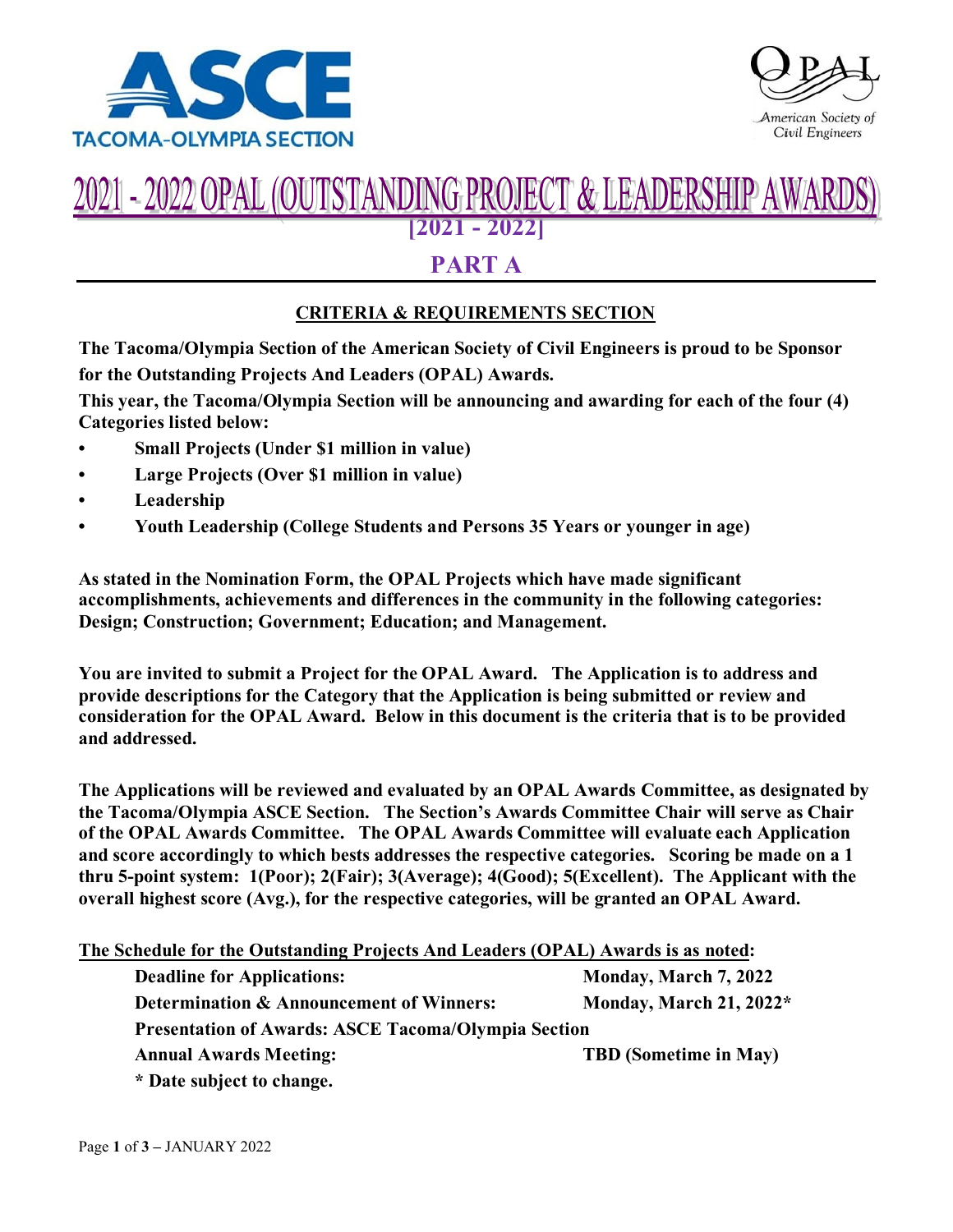ASCE TACOMA-OLYMPIA SECTION

OPAL American Society of Civil Engineers

# 2021 - 2022 OPAL (OUTSTANDING PROJECT & LEADERSHIP AWARDS)

**[2021 - 2022]**

## PART A

### CRITERIA & REQUIREMENTS SECTION

**The Tacoma/Olympia Section of the American Society of Civil Engineers is proud to be Sponsor for the Outstanding Projects And Leaders (OPAL) Awards.**

**This year, the Tacoma/Olympia Section will be announcing and awarding for each of the four (4) Categories listed below:**

- **Small Projects (Under $1 million in value)**
- **Large Projects (Over $1 million in value)**
- **Leadership**
- **Youth Leadership (College Students and Persons 35 Years or younger in age)**

**As stated in the Nomination Form, the OPAL Projects which have made significant accomplishments, achievements and differences in the community in the following categories: Design; Construction; Government; Education; and Management.**

**You are invited to submit a Project for the OPAL Award. The Application is to address and provide descriptions for the Category that the Application is being submitted or review and consideration for the OPAL Award. Below in this document is the criteria that is to be provided and addressed.**

**The Applications will be reviewed and evaluated by an OPAL Awards Committee, as designated by the Tacoma/Olympia ASCE Section. The Section's Awards Committee Chair will serve as Chair of the OPAL Awards Committee. The OPAL Awards Committee will evaluate each Application and score accordingly to which bests addresses the respective categories. Scoring be made on a 1 thru 5-point system: 1(Poor); 2(Fair); 3(Average); 4(Good); 5(Excellent). The Applicant with the overall highest score (Avg.), for the respective categories, will be granted an OPAL Award.**

**The Schedule for the Outstanding Projects And Leaders (OPAL) Awards is as noted:**

| | |
|---|---|
| **Deadline for Applications:** | **Monday, March 7, 2022** |
| **Determination & Announcement of Winners:** | **Monday, March 21, 2022*** |
| **Presentation of Awards: ASCE Tacoma/Olympia Section Annual Awards Meeting:** | **TBD (Sometime in May)** |

**\* Date subject to change.**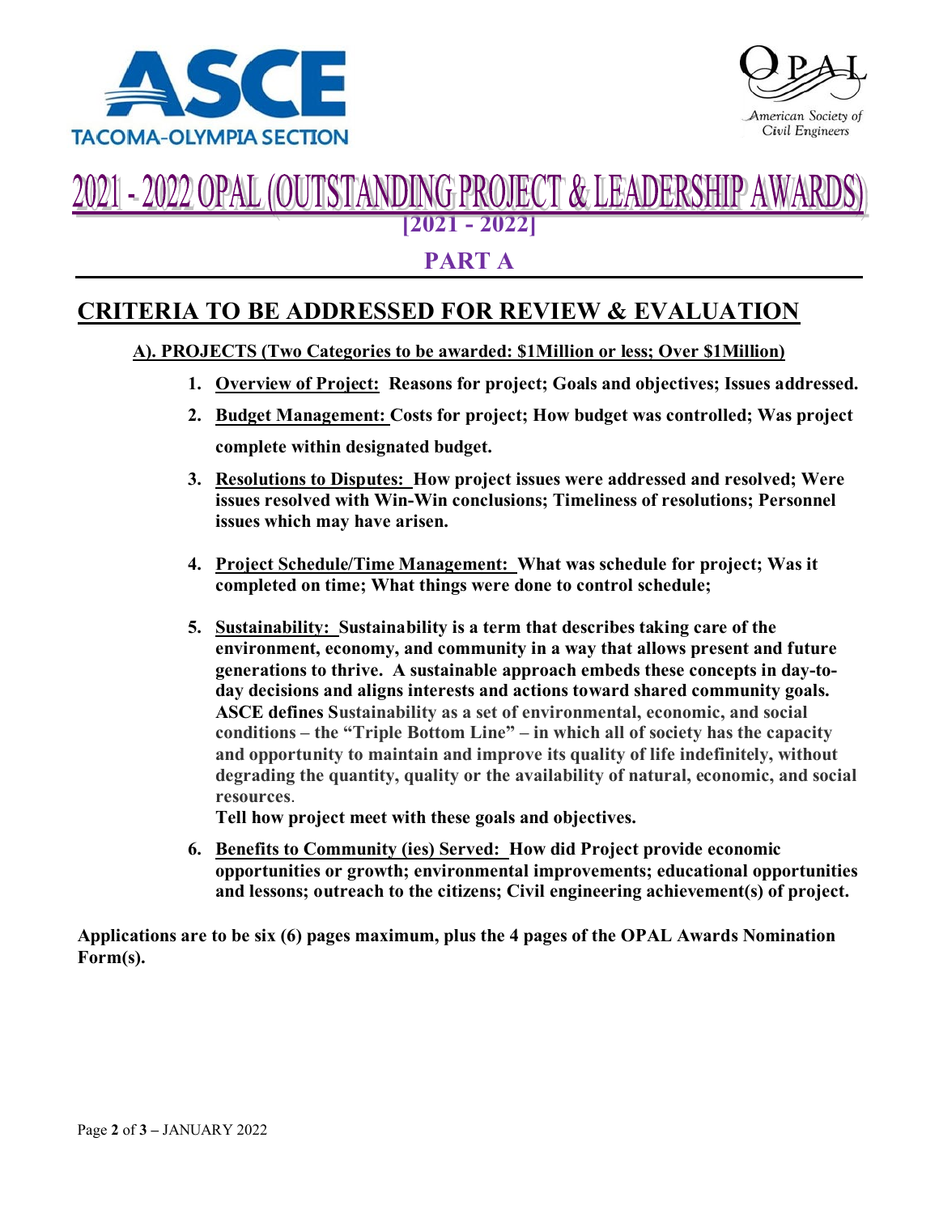ASCE
TACOMA-OLYMPIA SECTION

OPAL
American Society of Civil Engineers

# 2021 - 2022 OPAL (OUTSTANDING PROJECT & LEADERSHIP AWARDS)

**[2021 - 2022]**

## PART A

---

## CRITERIA TO BE ADDRESSED FOR REVIEW & EVALUATION

**A). PROJECTS (Two Categories to be awarded: $1Million or less; Over $1Million)**

1. **Overview of Project: Reasons for project; Goals and objectives; Issues addressed.**
2. **Budget Management: Costs for project; How budget was controlled; Was project complete within designated budget.**
3. **Resolutions to Disputes: How project issues were addressed and resolved; Were issues resolved with Win-Win conclusions; Timeliness of resolutions; Personnel issues which may have arisen.**
4. **Project Schedule/Time Management: What was schedule for project; Was it completed on time; What things were done to control schedule;**
5. **Sustainability: Sustainability is a term that describes taking care of the environment, economy, and community in a way that allows present and future generations to thrive. A sustainable approach embeds these concepts in day-to-day decisions and aligns interests and actions toward shared community goals. ASCE defines Sustainability as a set of environmental, economic, and social conditions – the "Triple Bottom Line" – in which all of society has the capacity and opportunity to maintain and improve its quality of life indefinitely, without degrading the quantity, quality or the availability of natural, economic, and social resources.**
   **Tell how project meet with these goals and objectives.**
6. **Benefits to Community (ies) Served: How did Project provide economic opportunities or growth; environmental improvements; educational opportunities and lessons; outreach to the citizens; Civil engineering achievement(s) of project.**

**Applications are to be six (6) pages maximum, plus the 4 pages of the OPAL Awards Nomination Form(s).**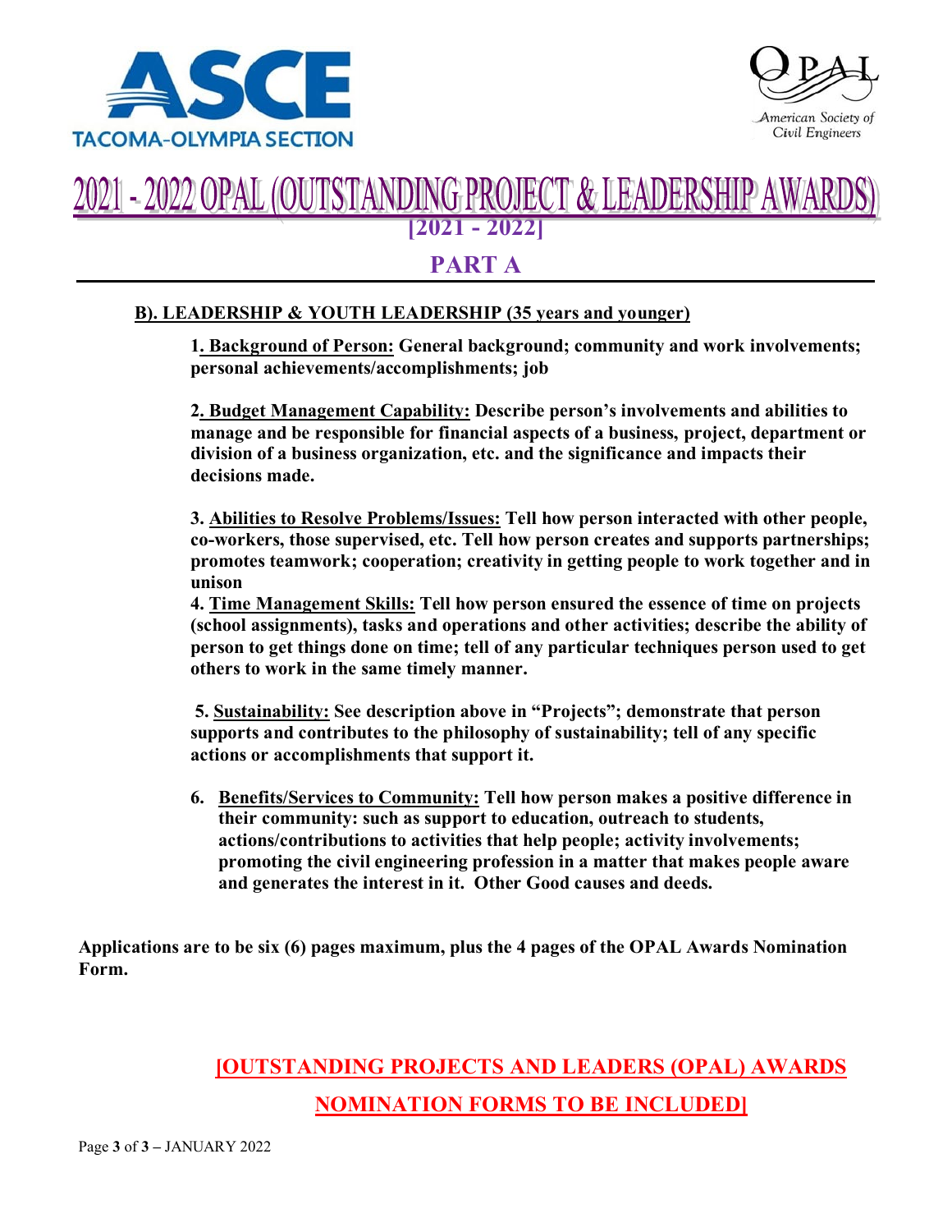# 2021 - 2022 OPAL (OUTSTANDING PROJECT & LEADERSHIP AWARDS)

## [2021 - 2022]

## PART A

**B). LEADERSHIP & YOUTH LEADERSHIP (35 years and younger)**

**1. Background of Person: General background; community and work involvements; personal achievements/accomplishments; job**

**2. Budget Management Capability: Describe person's involvements and abilities to manage and be responsible for financial aspects of a business, project, department or division of a business organization, etc. and the significance and impacts their decisions made.**

**3. Abilities to Resolve Problems/Issues: Tell how person interacted with other people, co-workers, those supervised, etc. Tell how person creates and supports partnerships; promotes teamwork; cooperation; creativity in getting people to work together and in unison**

**4. Time Management Skills: Tell how person ensured the essence of time on projects (school assignments), tasks and operations and other activities; describe the ability of person to get things done on time; tell of any particular techniques person used to get others to work in the same timely manner.**

**5. Sustainability: See description above in "Projects"; demonstrate that person supports and contributes to the philosophy of sustainability; tell of any specific actions or accomplishments that support it.**

**6. Benefits/Services to Community: Tell how person makes a positive difference in their community: such as support to education, outreach to students, actions/contributions to activities that help people; activity involvements; promoting the civil engineering profession in a matter that makes people aware and generates the interest in it. Other Good causes and deeds.**

**Applications are to be six (6) pages maximum, plus the 4 pages of the OPAL Awards Nomination Form.**

**[OUTSTANDING PROJECTS AND LEADERS (OPAL) AWARDS NOMINATION FORMS TO BE INCLUDED]**